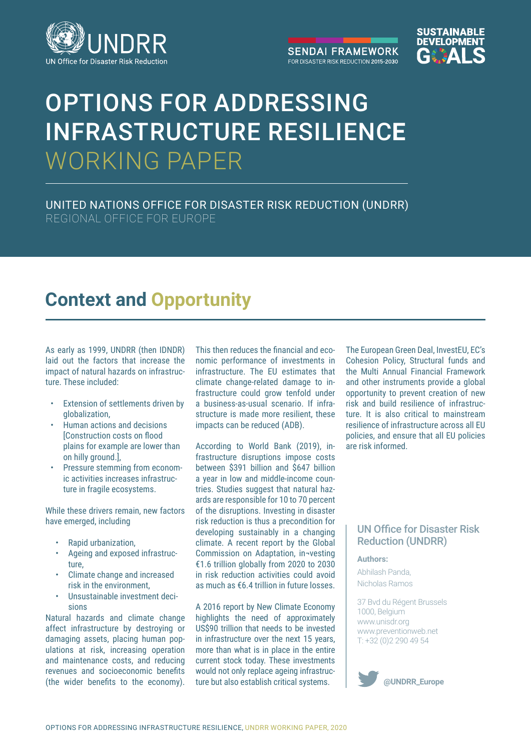UNDRR
UN Office for Disaster Risk Reduction

SENDAI FRAMEWORK
FOR DISASTER RISK REDUCTION 2015-2030

SUSTAINABLE DEVELOPMENT GOALS

# OPTIONS FOR ADDRESSING INFRASTRUCTURE RESILIENCE WORKING PAPER

UNITED NATIONS OFFICE FOR DISASTER RISK REDUCTION (UNDRR)
REGIONAL OFFICE FOR EUROPE

## Context and Opportunity

As early as 1999, UNDRR (then IDNDR) laid out the factors that increase the impact of natural hazards on infrastructure. These included:

- Extension of settlements driven by globalization,
- Human actions and decisions [Construction costs on flood plains for example are lower than on hilly ground.],
- Pressure stemming from economic activities increases infrastructure in fragile ecosystems.

While these drivers remain, new factors have emerged, including

- Rapid urbanization,
- Ageing and exposed infrastructure,
- Climate change and increased risk in the environment,
- Unsustainable investment decisions

Natural hazards and climate change affect infrastructure by destroying or damaging assets, placing human populations at risk, increasing operation and maintenance costs, and reducing revenues and socioeconomic benefits (the wider benefits to the economy). This then reduces the financial and economic performance of investments in infrastructure. The EU estimates that climate change-related damage to infrastructure could grow tenfold under a business-as-usual scenario. If infrastructure is made more resilient, these impacts can be reduced (ADB).

According to World Bank (2019), infrastructure disruptions impose costs between $391 billion and $647 billion a year in low and middle-income countries. Studies suggest that natural hazards are responsible for 10 to 70 percent of the disruptions. Investing in disaster risk reduction is thus a precondition for developing sustainably in a changing climate. A recent report by the Global Commission on Adaptation, in¬vesting €1.6 trillion globally from 2020 to 2030 in risk reduction activities could avoid as much as €6.4 trillion in future losses.

A 2016 report by New Climate Economy highlights the need of approximately US$90 trillion that needs to be invested in infrastructure over the next 15 years, more than what is in place in the entire current stock today. These investments would not only replace ageing infrastructure but also establish critical systems.

The European Green Deal, InvestEU, EC's Cohesion Policy, Structural funds and the Multi Annual Financial Framework and other instruments provide a global opportunity to prevent creation of new risk and build resilience of infrastructure. It is also critical to mainstream resilience of infrastructure across all EU policies, and ensure that all EU policies are risk informed.

### UN Office for Disaster Risk Reduction (UNDRR)

**Authors:**

Abhilash Panda,
Nicholas Ramos

37 Bvd du Régent Brussels
1000, Belgium
www.unisdr.org
www.preventionweb.net
T: +32 (0)2 290 49 54

@UNDRR_Europe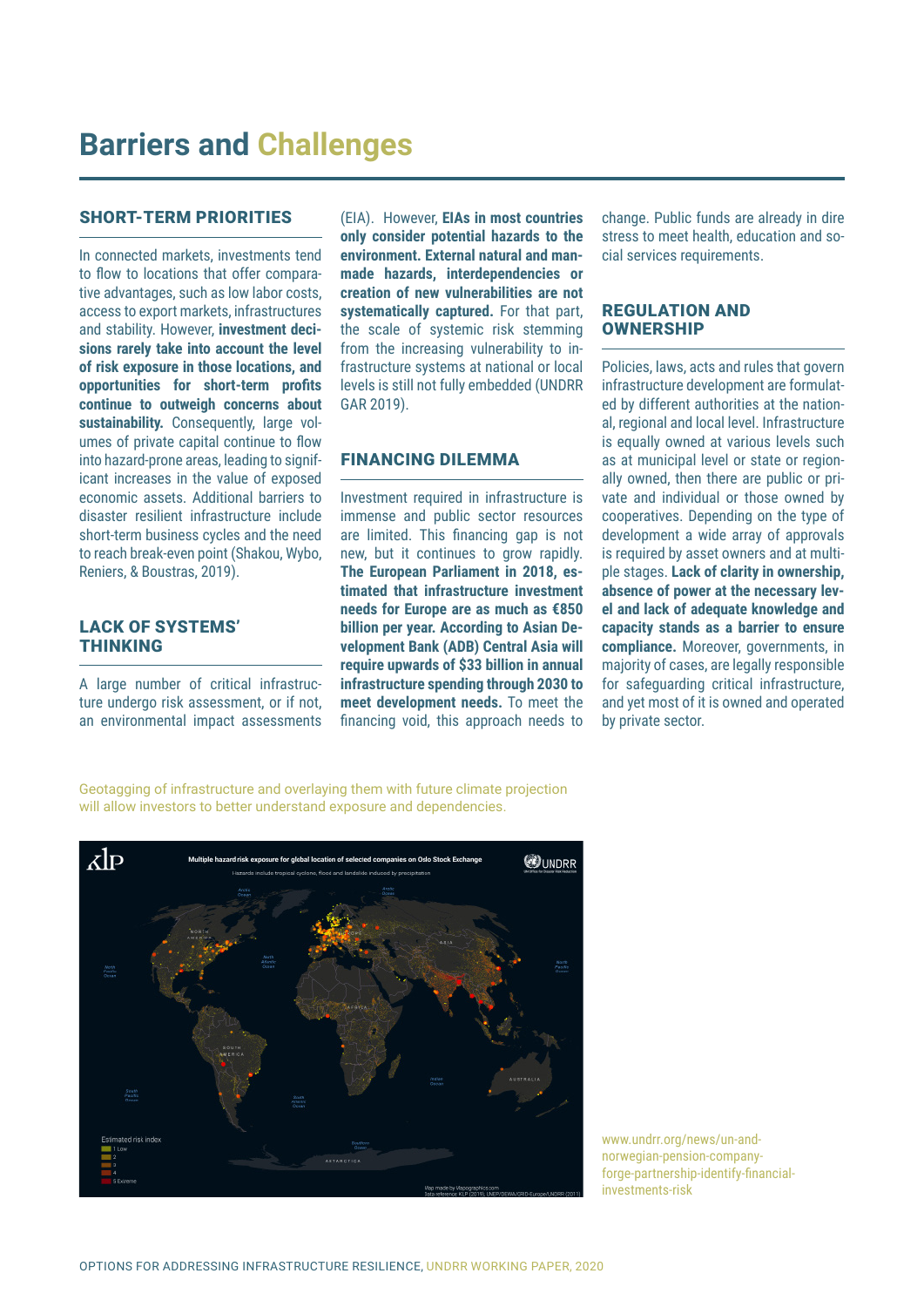# Barriers and Challenges

## SHORT-TERM PRIORITIES

In connected markets, investments tend to flow to locations that offer comparative advantages, such as low labor costs, access to export markets, infrastructures and stability. However, **investment decisions rarely take into account the level of risk exposure in those locations, and opportunities for short-term profits continue to outweigh concerns about sustainability.** Consequently, large volumes of private capital continue to flow into hazard-prone areas, leading to significant increases in the value of exposed economic assets. Additional barriers to disaster resilient infrastructure include short-term business cycles and the need to reach break-even point (Shakou, Wybo, Reniers, & Boustras, 2019).

## LACK OF SYSTEMS' THINKING

A large number of critical infrastructure undergo risk assessment, or if not, an environmental impact assessments (EIA). However, **EIAs in most countries only consider potential hazards to the environment. External natural and man-made hazards, interdependencies or creation of new vulnerabilities are not systematically captured.** For that part, the scale of systemic risk stemming from the increasing vulnerability to infrastructure systems at national or local levels is still not fully embedded (UNDRR GAR 2019).

## FINANCING DILEMMA

Investment required in infrastructure is immense and public sector resources are limited. This financing gap is not new, but it continues to grow rapidly. **The European Parliament in 2018, estimated that infrastructure investment needs for Europe are as much as €850 billion per year. According to Asian Development Bank (ADB) Central Asia will require upwards of $33 billion in annual infrastructure spending through 2030 to meet development needs.** To meet the financing void, this approach needs to change. Public funds are already in dire stress to meet health, education and social services requirements.

## REGULATION AND OWNERSHIP

Policies, laws, acts and rules that govern infrastructure development are formulated by different authorities at the national, regional and local level. Infrastructure is equally owned at various levels such as at municipal level or state or regionally owned, then there are public or private and individual or those owned by cooperatives. Depending on the type of development a wide array of approvals is required by asset owners and at multiple stages. **Lack of clarity in ownership, absence of power at the necessary level and lack of adequate knowledge and capacity stands as a barrier to ensure compliance.** Moreover, governments, in majority of cases, are legally responsible for safeguarding critical infrastructure, and yet most of it is owned and operated by private sector.

Geotagging of infrastructure and overlaying them with future climate projection will allow investors to better understand exposure and dependencies.

www.undrr.org/news/un-and-norwegian-pension-company-forge-partnership-identify-financial-investments-risk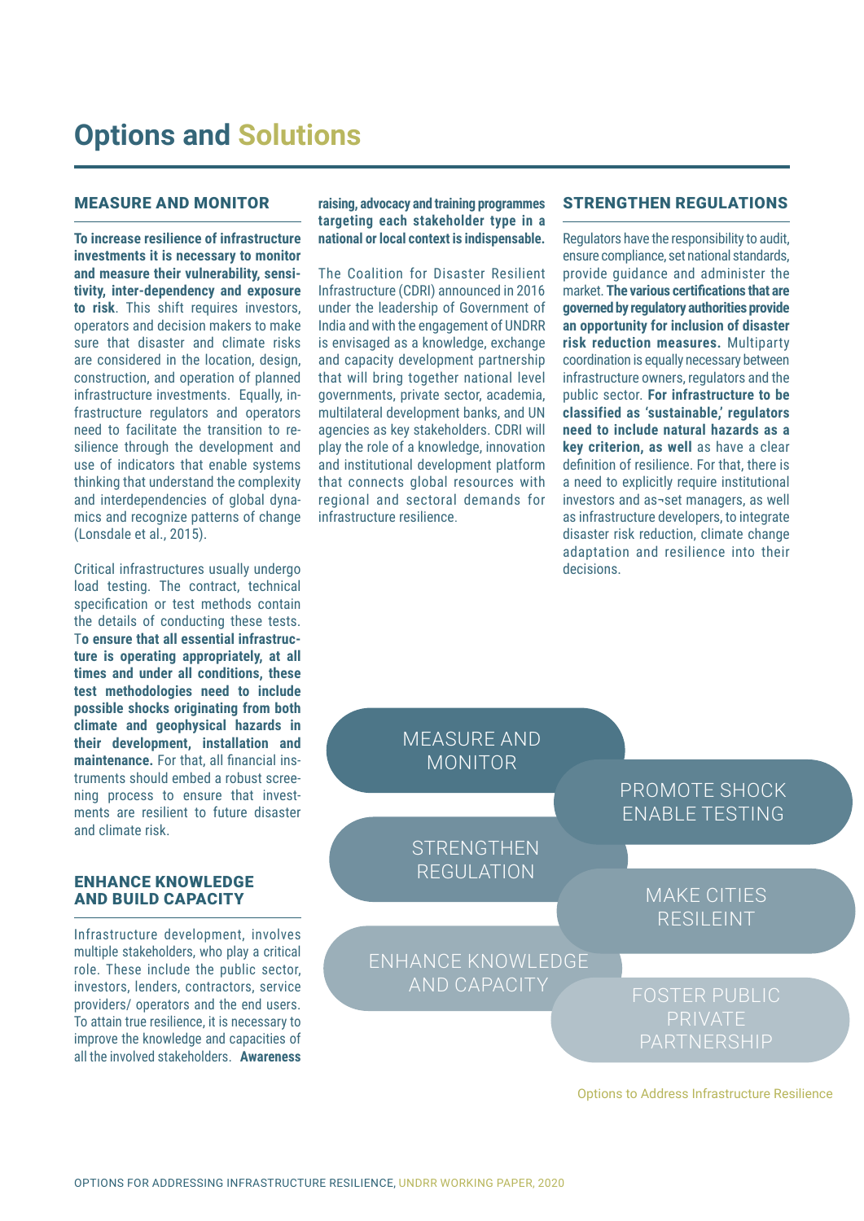# Options and Solutions

## MEASURE AND MONITOR

**To increase resilience of infrastructure investments it is necessary to monitor and measure their vulnerability, sensitivity, inter-dependency and exposure to risk**. This shift requires investors, operators and decision makers to make sure that disaster and climate risks are considered in the location, design, construction, and operation of planned infrastructure investments. Equally, infrastructure regulators and operators need to facilitate the transition to resilience through the development and use of indicators that enable systems thinking that understand the complexity and interdependencies of global dynamics and recognize patterns of change (Lonsdale et al., 2015).

Critical infrastructures usually undergo load testing. The contract, technical specification or test methods contain the details of conducting these tests. T**o ensure that all essential infrastructure is operating appropriately, at all times and under all conditions, these test methodologies need to include possible shocks originating from both climate and geophysical hazards in their development, installation and maintenance.** For that, all financial instruments should embed a robust screening process to ensure that investments are resilient to future disaster and climate risk.

## ENHANCE KNOWLEDGE AND BUILD CAPACITY

Infrastructure development, involves multiple stakeholders, who play a critical role. These include the public sector, investors, lenders, contractors, service providers/ operators and the end users. To attain true resilience, it is necessary to improve the knowledge and capacities of all the involved stakeholders. **Awareness raising, advocacy and training programmes targeting each stakeholder type in a national or local context is indispensable.**

The Coalition for Disaster Resilient Infrastructure (CDRI) announced in 2016 under the leadership of Government of India and with the engagement of UNDRR is envisaged as a knowledge, exchange and capacity development partnership that will bring together national level governments, private sector, academia, multilateral development banks, and UN agencies as key stakeholders. CDRI will play the role of a knowledge, innovation and institutional development platform that connects global resources with regional and sectoral demands for infrastructure resilience.

## STRENGTHEN REGULATIONS

Regulators have the responsibility to audit, ensure compliance, set national standards, provide guidance and administer the market. **The various certifications that are governed by regulatory authorities provide an opportunity for inclusion of disaster risk reduction measures.** Multiparty coordination is equally necessary between infrastructure owners, regulators and the public sector. **For infrastructure to be classified as 'sustainable,' regulators need to include natural hazards as a key criterion, as well** as have a clear definition of resilience. For that, there is a need to explicitly require institutional investors and as-set managers, as well as infrastructure developers, to integrate disaster risk reduction, climate change adaptation and resilience into their decisions.

MEASURE AND MONITOR

PROMOTE SHOCK ENABLE TESTING

STRENGTHEN REGULATION

MAKE CITIES RESILEINT

ENHANCE KNOWLEDGE AND CAPACITY

FOSTER PUBLIC PRIVATE PARTNERSHIP

Options to Address Infrastructure Resilience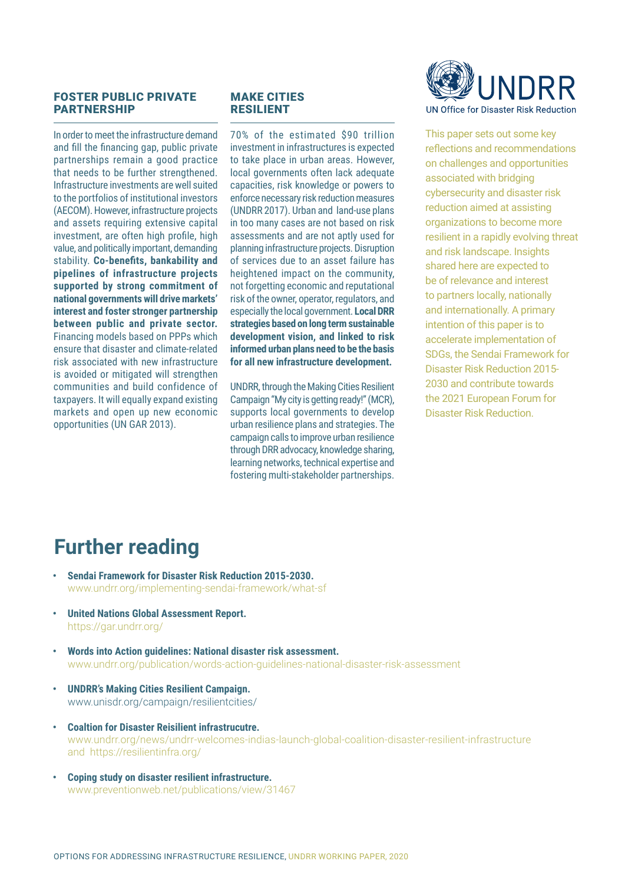## FOSTER PUBLIC PRIVATE PARTNERSHIP

In order to meet the infrastructure demand and fill the financing gap, public private partnerships remain a good practice that needs to be further strengthened. Infrastructure investments are well suited to the portfolios of institutional investors (AECOM). However, infrastructure projects and assets requiring extensive capital investment, are often high profile, high value, and politically important, demanding stability. **Co-benefits, bankability and pipelines of infrastructure projects supported by strong commitment of national governments will drive markets' interest and foster stronger partnership between public and private sector.** Financing models based on PPPs which ensure that disaster and climate-related risk associated with new infrastructure is avoided or mitigated will strengthen communities and build confidence of taxpayers. It will equally expand existing markets and open up new economic opportunities (UN GAR 2013).

## MAKE CITIES RESILIENT

70% of the estimated $90 trillion investment in infrastructures is expected to take place in urban areas. However, local governments often lack adequate capacities, risk knowledge or powers to enforce necessary risk reduction measures (UNDRR 2017). Urban and land-use plans in too many cases are not based on risk assessments and are not aptly used for planning infrastructure projects. Disruption of services due to an asset failure has heightened impact on the community, not forgetting economic and reputational risk of the owner, operator, regulators, and especially the local government. **Local DRR strategies based on long term sustainable development vision, and linked to risk informed urban plans need to be the basis for all new infrastructure development.**

UNDRR, through the Making Cities Resilient Campaign "My city is getting ready!" (MCR), supports local governments to develop urban resilience plans and strategies. The campaign calls to improve urban resilience through DRR advocacy, knowledge sharing, learning networks, technical expertise and fostering multi-stakeholder partnerships.

UNDRR
UN Office for Disaster Risk Reduction

This paper sets out some key reflections and recommendations on challenges and opportunities associated with bridging cybersecurity and disaster risk reduction aimed at assisting organizations to become more resilient in a rapidly evolving threat and risk landscape. Insights shared here are expected to be of relevance and interest to partners locally, nationally and internationally. A primary intention of this paper is to accelerate implementation of SDGs, the Sendai Framework for Disaster Risk Reduction 2015-2030 and contribute towards the 2021 European Forum for Disaster Risk Reduction.

# Further reading

- **Sendai Framework for Disaster Risk Reduction 2015-2030.**
  www.undrr.org/implementing-sendai-framework/what-sf
- **United Nations Global Assessment Report.**
  https://gar.undrr.org/
- **Words into Action guidelines: National disaster risk assessment.**
  www.undrr.org/publication/words-action-guidelines-national-disaster-risk-assessment
- **UNDRR's Making Cities Resilient Campaign.**
  www.unisdr.org/campaign/resilientcities/
- **Coaltion for Disaster Reisilient infrastrucutre.**
  www.undrr.org/news/undrr-welcomes-indias-launch-global-coalition-disaster-resilient-infrastructure and https://resilientinfra.org/
- **Coping study on disaster resilient infrastructure.**
  www.preventionweb.net/publications/view/31467